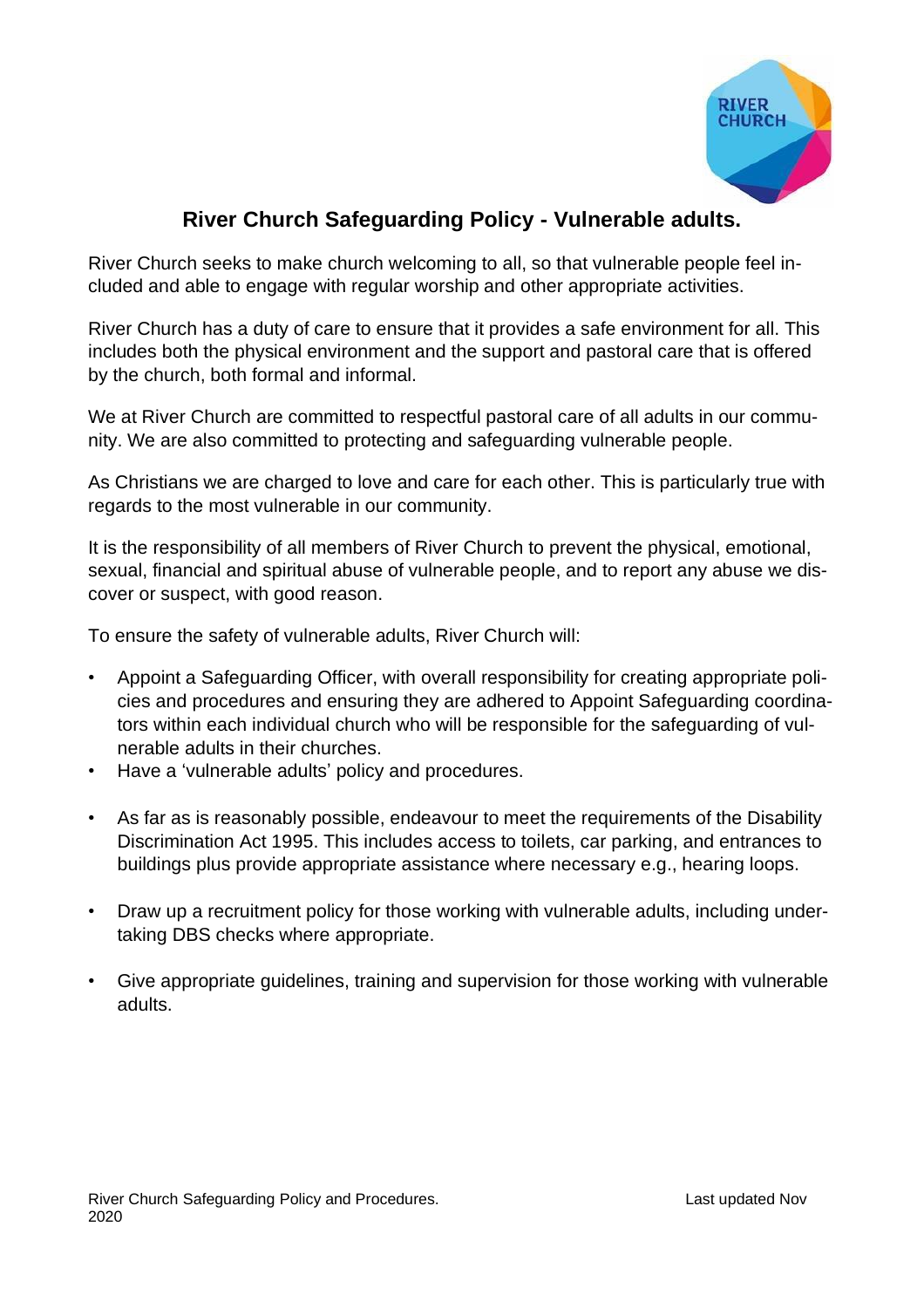# River Church Safeguarding Policy - Vulnerable adults.

River Church seeks to make church welcoming to all, so that vulnerable people feel included and able to engage with regular worship and other appropriate activities.

River Church has a duty of care to ensure that it provides a safe environment for all. This includes both the physical environment and the support and pastoral care that is offered by the church, both formal and informal.

We at River Church are committed to respectful pastoral care of all adults in our community. We are also committed to protecting and safeguarding vulnerable people.

As Christians we are charged to love and care for each other. This is particularly true with regards to the most vulnerable in our community.

It is the responsibility of all members of River Church to prevent the physical, emotional, sexual, financial and spiritual abuse of vulnerable people, and to report any abuse we discover or suspect, with good reason.

To ensure the safety of vulnerable adults, River Church will:

- Appoint a Safeguarding Officer, with overall responsibility for creating appropriate policies and procedures and ensuring they are adhered to Appoint Safeguarding coordinators within each individual church who will be responsible for the safeguarding of vulnerable adults in their churches.
- Have a 'vulnerable adults' policy and procedures.
- As far as is reasonably possible, endeavour to meet the requirements of the Disability Discrimination Act 1995. This includes access to toilets, car parking, and entrances to buildings plus provide appropriate assistance where necessary e.g., hearing loops.
- Draw up a recruitment policy for those working with vulnerable adults, including undertaking DBS checks where appropriate.
- Give appropriate guidelines, training and supervision for those working with vulnerable adults.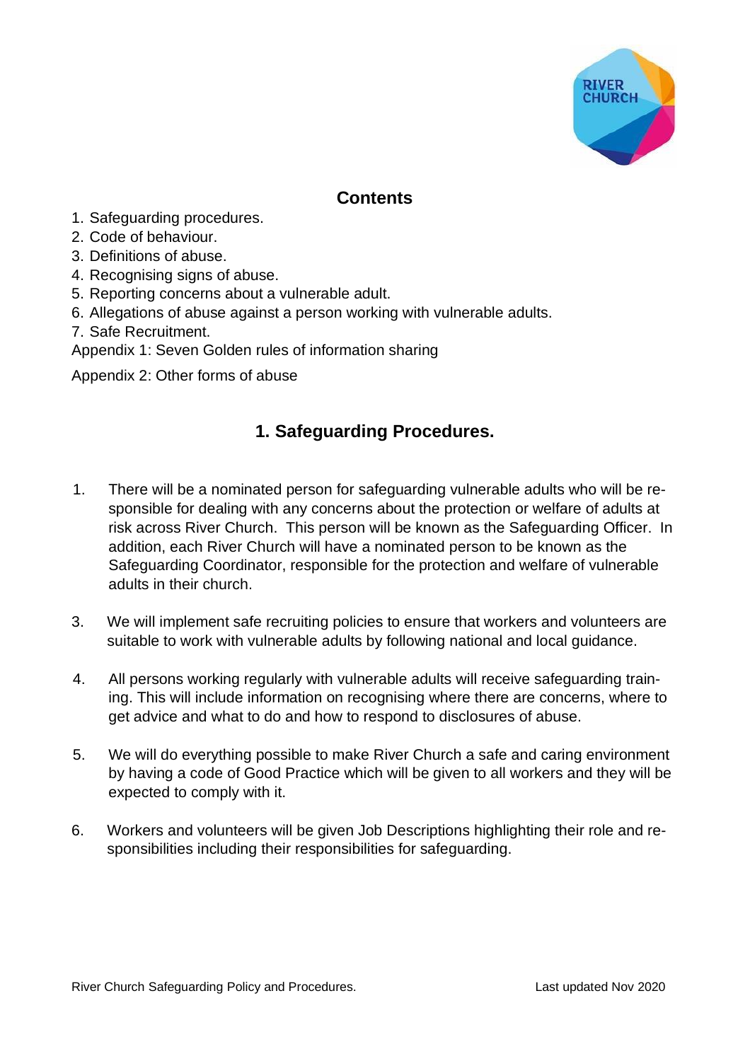## Contents

1. Safeguarding procedures.
2. Code of behaviour.
3. Definitions of abuse.
4. Recognising signs of abuse.
5. Reporting concerns about a vulnerable adult.
6. Allegations of abuse against a person working with vulnerable adults.
7. Safe Recruitment.

Appendix 1: Seven Golden rules of information sharing

Appendix 2: Other forms of abuse

## 1. Safeguarding Procedures.

1. There will be a nominated person for safeguarding vulnerable adults who will be responsible for dealing with any concerns about the protection or welfare of adults at risk across River Church. This person will be known as the Safeguarding Officer. In addition, each River Church will have a nominated person to be known as the Safeguarding Coordinator, responsible for the protection and welfare of vulnerable adults in their church.

3. We will implement safe recruiting policies to ensure that workers and volunteers are suitable to work with vulnerable adults by following national and local guidance.

4. All persons working regularly with vulnerable adults will receive safeguarding training. This will include information on recognising where there are concerns, where to get advice and what to do and how to respond to disclosures of abuse.

5. We will do everything possible to make River Church a safe and caring environment by having a code of Good Practice which will be given to all workers and they will be expected to comply with it.

6. Workers and volunteers will be given Job Descriptions highlighting their role and responsibilities including their responsibilities for safeguarding.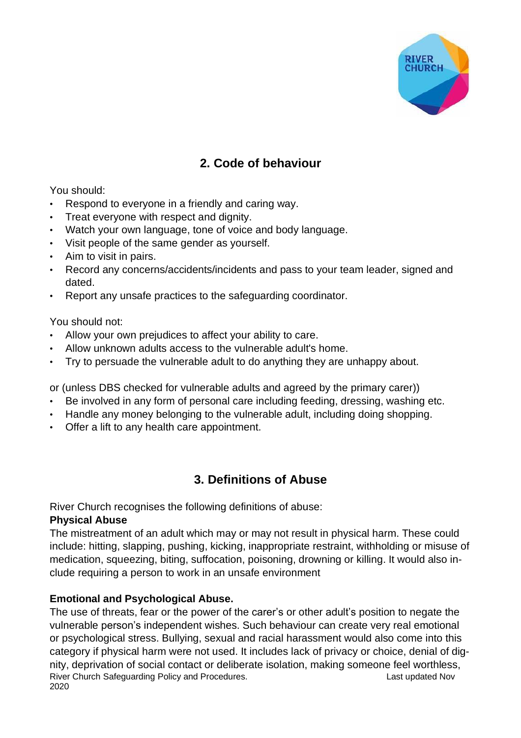## 2. Code of behaviour

You should:

- Respond to everyone in a friendly and caring way.
- Treat everyone with respect and dignity.
- Watch your own language, tone of voice and body language.
- Visit people of the same gender as yourself.
- Aim to visit in pairs.
- Record any concerns/accidents/incidents and pass to your team leader, signed and dated.
- Report any unsafe practices to the safeguarding coordinator.

You should not:

- Allow your own prejudices to affect your ability to care.
- Allow unknown adults access to the vulnerable adult's home.
- Try to persuade the vulnerable adult to do anything they are unhappy about.

or (unless DBS checked for vulnerable adults and agreed by the primary carer))

- Be involved in any form of personal care including feeding, dressing, washing etc.
- Handle any money belonging to the vulnerable adult, including doing shopping.
- Offer a lift to any health care appointment.

## 3. Definitions of Abuse

River Church recognises the following definitions of abuse:

**Physical Abuse**

The mistreatment of an adult which may or may not result in physical harm. These could include: hitting, slapping, pushing, kicking, inappropriate restraint, withholding or misuse of medication, squeezing, biting, suffocation, poisoning, drowning or killing. It would also include requiring a person to work in an unsafe environment

**Emotional and Psychological Abuse.**

The use of threats, fear or the power of the carer's or other adult's position to negate the vulnerable person's independent wishes. Such behaviour can create very real emotional or psychological stress. Bullying, sexual and racial harassment would also come into this category if physical harm were not used. It includes lack of privacy or choice, denial of dignity, deprivation of social contact or deliberate isolation, making someone feel worthless,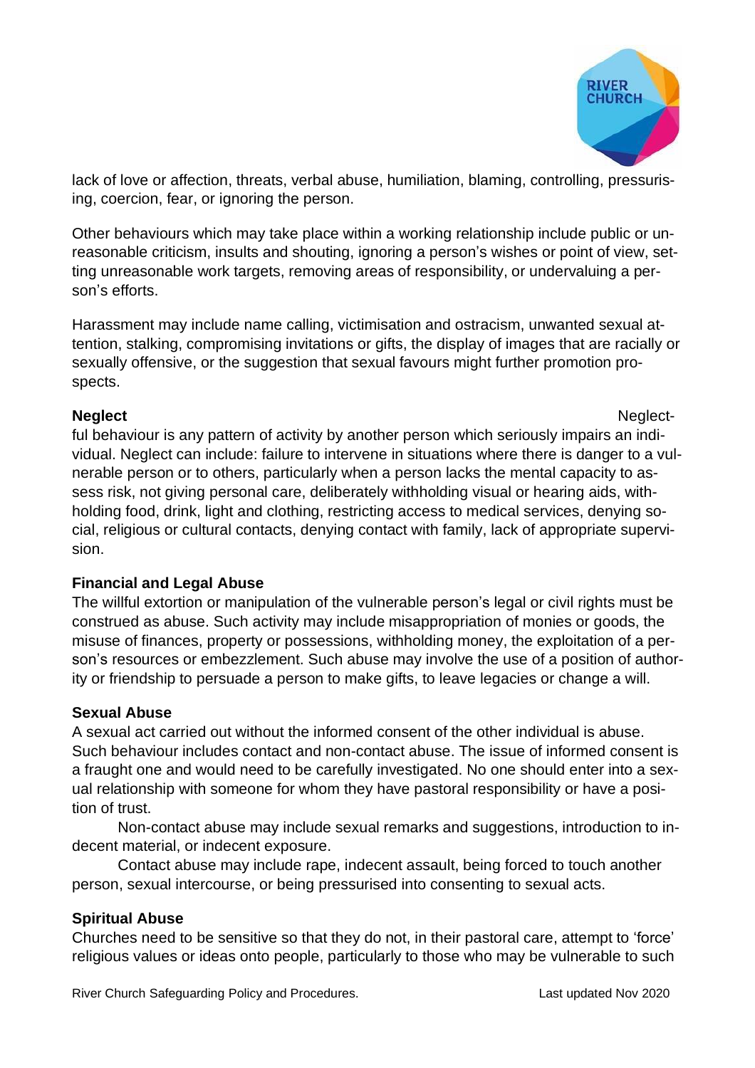lack of love or affection, threats, verbal abuse, humiliation, blaming, controlling, pressurising, coercion, fear, or ignoring the person.

Other behaviours which may take place within a working relationship include public or unreasonable criticism, insults and shouting, ignoring a person's wishes or point of view, setting unreasonable work targets, removing areas of responsibility, or undervaluing a person's efforts.

Harassment may include name calling, victimisation and ostracism, unwanted sexual attention, stalking, compromising invitations or gifts, the display of images that are racially or sexually offensive, or the suggestion that sexual favours might further promotion prospects.

**Neglect**

Neglectful behaviour is any pattern of activity by another person which seriously impairs an individual. Neglect can include: failure to intervene in situations where there is danger to a vulnerable person or to others, particularly when a person lacks the mental capacity to assess risk, not giving personal care, deliberately withholding visual or hearing aids, withholding food, drink, light and clothing, restricting access to medical services, denying social, religious or cultural contacts, denying contact with family, lack of appropriate supervision.

**Financial and Legal Abuse**

The willful extortion or manipulation of the vulnerable person's legal or civil rights must be construed as abuse. Such activity may include misappropriation of monies or goods, the misuse of finances, property or possessions, withholding money, the exploitation of a person's resources or embezzlement. Such abuse may involve the use of a position of authority or friendship to persuade a person to make gifts, to leave legacies or change a will.

**Sexual Abuse**

A sexual act carried out without the informed consent of the other individual is abuse. Such behaviour includes contact and non-contact abuse. The issue of informed consent is a fraught one and would need to be carefully investigated. No one should enter into a sexual relationship with someone for whom they have pastoral responsibility or have a position of trust.

Non-contact abuse may include sexual remarks and suggestions, introduction to indecent material, or indecent exposure.

Contact abuse may include rape, indecent assault, being forced to touch another person, sexual intercourse, or being pressurised into consenting to sexual acts.

**Spiritual Abuse**

Churches need to be sensitive so that they do not, in their pastoral care, attempt to 'force' religious values or ideas onto people, particularly to those who may be vulnerable to such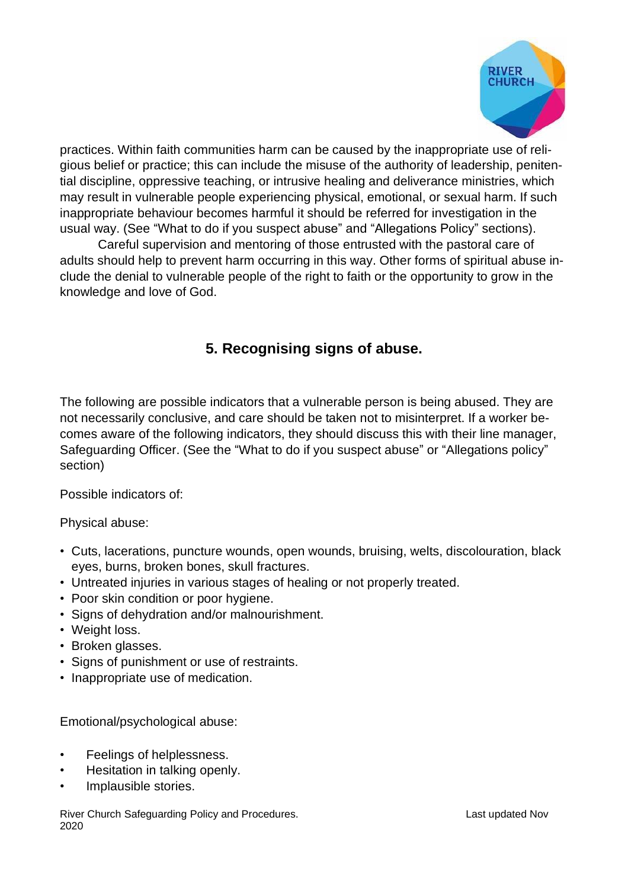practices. Within faith communities harm can be caused by the inappropriate use of religious belief or practice; this can include the misuse of the authority of leadership, penitential discipline, oppressive teaching, or intrusive healing and deliverance ministries, which may result in vulnerable people experiencing physical, emotional, or sexual harm. If such inappropriate behaviour becomes harmful it should be referred for investigation in the usual way. (See "What to do if you suspect abuse" and "Allegations Policy" sections).

Careful supervision and mentoring of those entrusted with the pastoral care of adults should help to prevent harm occurring in this way. Other forms of spiritual abuse include the denial to vulnerable people of the right to faith or the opportunity to grow in the knowledge and love of God.

## 5. Recognising signs of abuse.

The following are possible indicators that a vulnerable person is being abused. They are not necessarily conclusive, and care should be taken not to misinterpret. If a worker becomes aware of the following indicators, they should discuss this with their line manager, Safeguarding Officer. (See the "What to do if you suspect abuse" or "Allegations policy" section)

Possible indicators of:

Physical abuse:

- Cuts, lacerations, puncture wounds, open wounds, bruising, welts, discolouration, black eyes, burns, broken bones, skull fractures.
- Untreated injuries in various stages of healing or not properly treated.
- Poor skin condition or poor hygiene.
- Signs of dehydration and/or malnourishment.
- Weight loss.
- Broken glasses.
- Signs of punishment or use of restraints.
- Inappropriate use of medication.

Emotional/psychological abuse:

- Feelings of helplessness.
- Hesitation in talking openly.
- Implausible stories.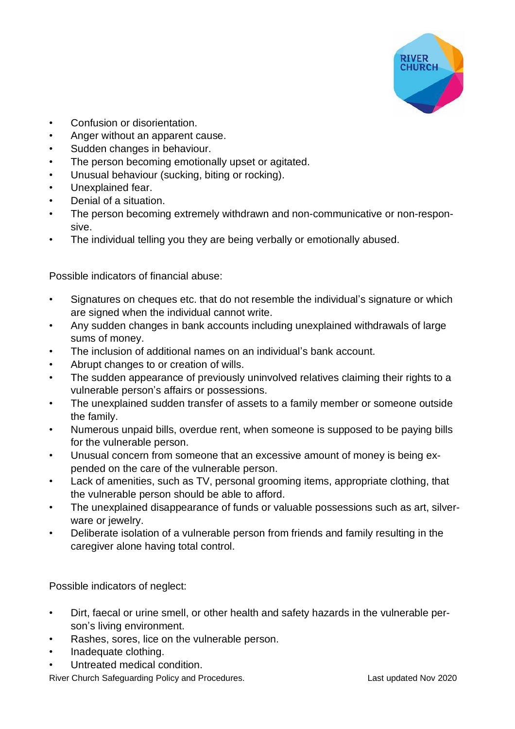- Confusion or disorientation.
- Anger without an apparent cause.
- Sudden changes in behaviour.
- The person becoming emotionally upset or agitated.
- Unusual behaviour (sucking, biting or rocking).
- Unexplained fear.
- Denial of a situation.
- The person becoming extremely withdrawn and non-communicative or non-responsive.
- The individual telling you they are being verbally or emotionally abused.

Possible indicators of financial abuse:

- Signatures on cheques etc. that do not resemble the individual's signature or which are signed when the individual cannot write.
- Any sudden changes in bank accounts including unexplained withdrawals of large sums of money.
- The inclusion of additional names on an individual's bank account.
- Abrupt changes to or creation of wills.
- The sudden appearance of previously uninvolved relatives claiming their rights to a vulnerable person's affairs or possessions.
- The unexplained sudden transfer of assets to a family member or someone outside the family.
- Numerous unpaid bills, overdue rent, when someone is supposed to be paying bills for the vulnerable person.
- Unusual concern from someone that an excessive amount of money is being expended on the care of the vulnerable person.
- Lack of amenities, such as TV, personal grooming items, appropriate clothing, that the vulnerable person should be able to afford.
- The unexplained disappearance of funds or valuable possessions such as art, silverware or jewelry.
- Deliberate isolation of a vulnerable person from friends and family resulting in the caregiver alone having total control.

Possible indicators of neglect:

- Dirt, faecal or urine smell, or other health and safety hazards in the vulnerable person's living environment.
- Rashes, sores, lice on the vulnerable person.
- Inadequate clothing.
- Untreated medical condition.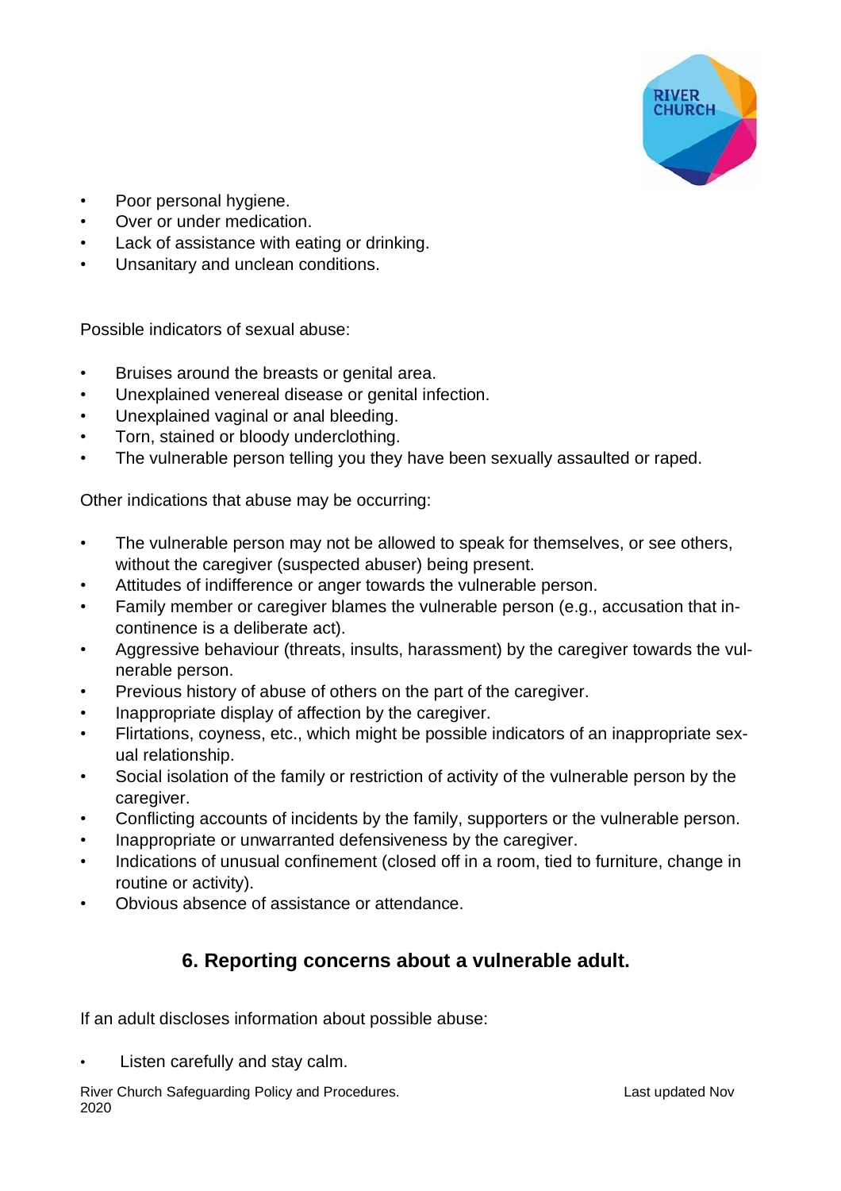- Poor personal hygiene.
- Over or under medication.
- Lack of assistance with eating or drinking.
- Unsanitary and unclean conditions.

Possible indicators of sexual abuse:

- Bruises around the breasts or genital area.
- Unexplained venereal disease or genital infection.
- Unexplained vaginal or anal bleeding.
- Torn, stained or bloody underclothing.
- The vulnerable person telling you they have been sexually assaulted or raped.

Other indications that abuse may be occurring:

- The vulnerable person may not be allowed to speak for themselves, or see others, without the caregiver (suspected abuser) being present.
- Attitudes of indifference or anger towards the vulnerable person.
- Family member or caregiver blames the vulnerable person (e.g., accusation that incontinence is a deliberate act).
- Aggressive behaviour (threats, insults, harassment) by the caregiver towards the vulnerable person.
- Previous history of abuse of others on the part of the caregiver.
- Inappropriate display of affection by the caregiver.
- Flirtations, coyness, etc., which might be possible indicators of an inappropriate sexual relationship.
- Social isolation of the family or restriction of activity of the vulnerable person by the caregiver.
- Conflicting accounts of incidents by the family, supporters or the vulnerable person.
- Inappropriate or unwarranted defensiveness by the caregiver.
- Indications of unusual confinement (closed off in a room, tied to furniture, change in routine or activity).
- Obvious absence of assistance or attendance.

## 6. Reporting concerns about a vulnerable adult.

If an adult discloses information about possible abuse:

- Listen carefully and stay calm.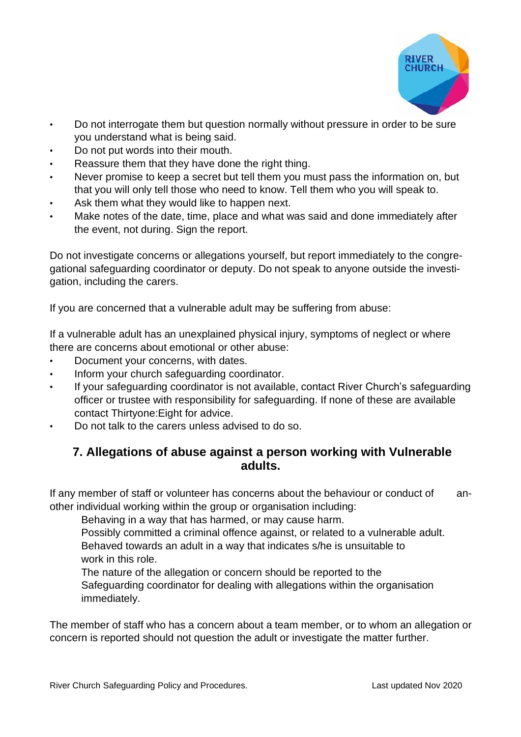- Do not interrogate them but question normally without pressure in order to be sure you understand what is being said.
- Do not put words into their mouth.
- Reassure them that they have done the right thing.
- Never promise to keep a secret but tell them you must pass the information on, but that you will only tell those who need to know. Tell them who you will speak to.
- Ask them what they would like to happen next.
- Make notes of the date, time, place and what was said and done immediately after the event, not during. Sign the report.

Do not investigate concerns or allegations yourself, but report immediately to the congregational safeguarding coordinator or deputy. Do not speak to anyone outside the investigation, including the carers.

If you are concerned that a vulnerable adult may be suffering from abuse:

If a vulnerable adult has an unexplained physical injury, symptoms of neglect or where there are concerns about emotional or other abuse:

- Document your concerns, with dates.
- Inform your church safeguarding coordinator.
- If your safeguarding coordinator is not available, contact River Church's safeguarding officer or trustee with responsibility for safeguarding. If none of these are available contact Thirtyone:Eight for advice.
- Do not talk to the carers unless advised to do so.

## 7. Allegations of abuse against a person working with Vulnerable adults.

If any member of staff or volunteer has concerns about the behaviour or conduct of another individual working within the group or organisation including:

Behaving in a way that has harmed, or may cause harm.
Possibly committed a criminal offence against, or related to a vulnerable adult.
Behaved towards an adult in a way that indicates s/he is unsuitable to work in this role.
The nature of the allegation or concern should be reported to the Safeguarding coordinator for dealing with allegations within the organisation immediately.

The member of staff who has a concern about a team member, or to whom an allegation or concern is reported should not question the adult or investigate the matter further.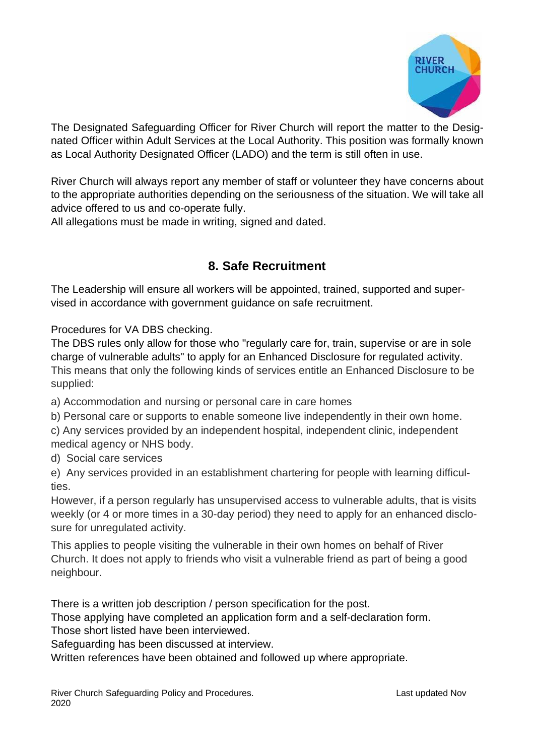The Designated Safeguarding Officer for River Church will report the matter to the Designated Officer within Adult Services at the Local Authority. This position was formally known as Local Authority Designated Officer (LADO) and the term is still often in use.

River Church will always report any member of staff or volunteer they have concerns about to the appropriate authorities depending on the seriousness of the situation. We will take all advice offered to us and co-operate fully.
All allegations must be made in writing, signed and dated.

## 8. Safe Recruitment

The Leadership will ensure all workers will be appointed, trained, supported and supervised in accordance with government guidance on safe recruitment.

Procedures for VA DBS checking.
The DBS rules only allow for those who "regularly care for, train, supervise or are in sole charge of vulnerable adults" to apply for an Enhanced Disclosure for regulated activity.
This means that only the following kinds of services entitle an Enhanced Disclosure to be supplied:

a) Accommodation and nursing or personal care in care homes

b) Personal care or supports to enable someone live independently in their own home.

c) Any services provided by an independent hospital, independent clinic, independent medical agency or NHS body.

d) Social care services

e) Any services provided in an establishment chartering for people with learning difficulties.

However, if a person regularly has unsupervised access to vulnerable adults, that is visits weekly (or 4 or more times in a 30-day period) they need to apply for an enhanced disclosure for unregulated activity.

This applies to people visiting the vulnerable in their own homes on behalf of River Church. It does not apply to friends who visit a vulnerable friend as part of being a good neighbour.

There is a written job description / person specification for the post.
Those applying have completed an application form and a self-declaration form.
Those short listed have been interviewed.
Safeguarding has been discussed at interview.
Written references have been obtained and followed up where appropriate.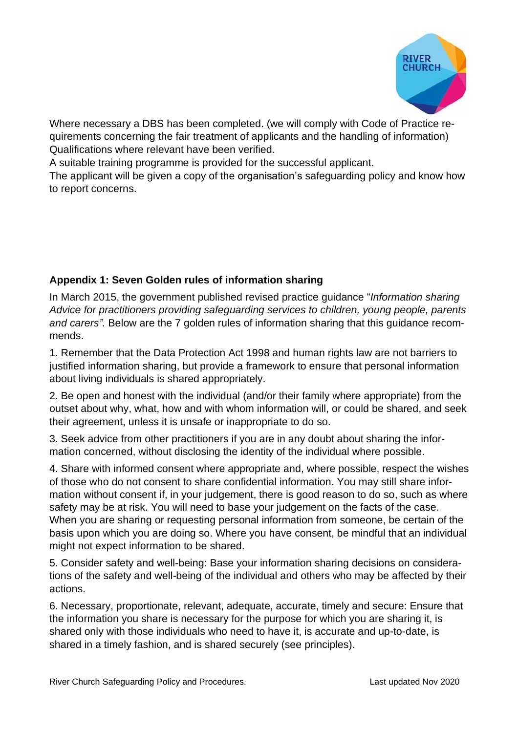Where necessary a DBS has been completed. (we will comply with Code of Practice requirements concerning the fair treatment of applicants and the handling of information)
Qualifications where relevant have been verified.
A suitable training programme is provided for the successful applicant.
The applicant will be given a copy of the organisation's safeguarding policy and know how to report concerns.

**Appendix 1: Seven Golden rules of information sharing**

In March 2015, the government published revised practice guidance "*Information sharing Advice for practitioners providing safeguarding services to children, young people, parents and carers".* Below are the 7 golden rules of information sharing that this guidance recommends.

1. Remember that the Data Protection Act 1998 and human rights law are not barriers to justified information sharing, but provide a framework to ensure that personal information about living individuals is shared appropriately.

2. Be open and honest with the individual (and/or their family where appropriate) from the outset about why, what, how and with whom information will, or could be shared, and seek their agreement, unless it is unsafe or inappropriate to do so.

3. Seek advice from other practitioners if you are in any doubt about sharing the information concerned, without disclosing the identity of the individual where possible.

4. Share with informed consent where appropriate and, where possible, respect the wishes of those who do not consent to share confidential information. You may still share information without consent if, in your judgement, there is good reason to do so, such as where safety may be at risk. You will need to base your judgement on the facts of the case. When you are sharing or requesting personal information from someone, be certain of the basis upon which you are doing so. Where you have consent, be mindful that an individual might not expect information to be shared.

5. Consider safety and well-being: Base your information sharing decisions on considerations of the safety and well-being of the individual and others who may be affected by their actions.

6. Necessary, proportionate, relevant, adequate, accurate, timely and secure: Ensure that the information you share is necessary for the purpose for which you are sharing it, is shared only with those individuals who need to have it, is accurate and up-to-date, is shared in a timely fashion, and is shared securely (see principles).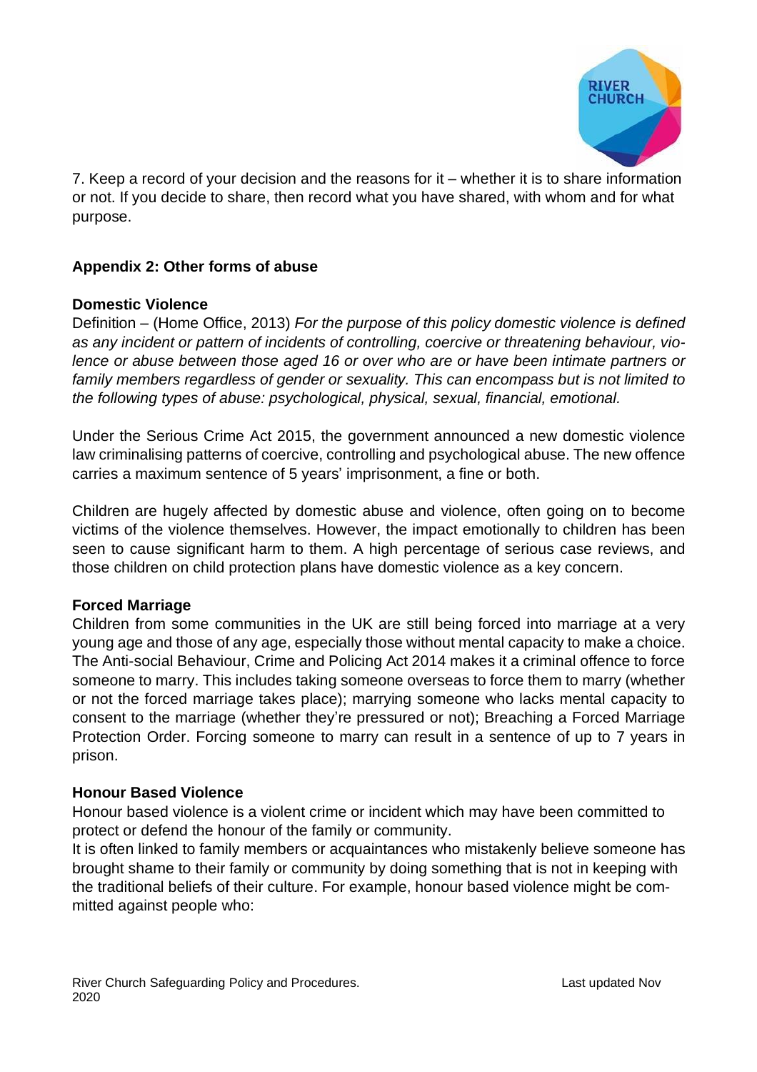7. Keep a record of your decision and the reasons for it – whether it is to share information or not. If you decide to share, then record what you have shared, with whom and for what purpose.

## Appendix 2: Other forms of abuse

### Domestic Violence

Definition – (Home Office, 2013) *For the purpose of this policy domestic violence is defined as any incident or pattern of incidents of controlling, coercive or threatening behaviour, violence or abuse between those aged 16 or over who are or have been intimate partners or family members regardless of gender or sexuality. This can encompass but is not limited to the following types of abuse: psychological, physical, sexual, financial, emotional.*

Under the Serious Crime Act 2015, the government announced a new domestic violence law criminalising patterns of coercive, controlling and psychological abuse. The new offence carries a maximum sentence of 5 years' imprisonment, a fine or both.

Children are hugely affected by domestic abuse and violence, often going on to become victims of the violence themselves. However, the impact emotionally to children has been seen to cause significant harm to them. A high percentage of serious case reviews, and those children on child protection plans have domestic violence as a key concern.

### Forced Marriage

Children from some communities in the UK are still being forced into marriage at a very young age and those of any age, especially those without mental capacity to make a choice. The Anti-social Behaviour, Crime and Policing Act 2014 makes it a criminal offence to force someone to marry. This includes taking someone overseas to force them to marry (whether or not the forced marriage takes place); marrying someone who lacks mental capacity to consent to the marriage (whether they're pressured or not); Breaching a Forced Marriage Protection Order. Forcing someone to marry can result in a sentence of up to 7 years in prison.

### Honour Based Violence

Honour based violence is a violent crime or incident which may have been committed to protect or defend the honour of the family or community.

It is often linked to family members or acquaintances who mistakenly believe someone has brought shame to their family or community by doing something that is not in keeping with the traditional beliefs of their culture. For example, honour based violence might be committed against people who: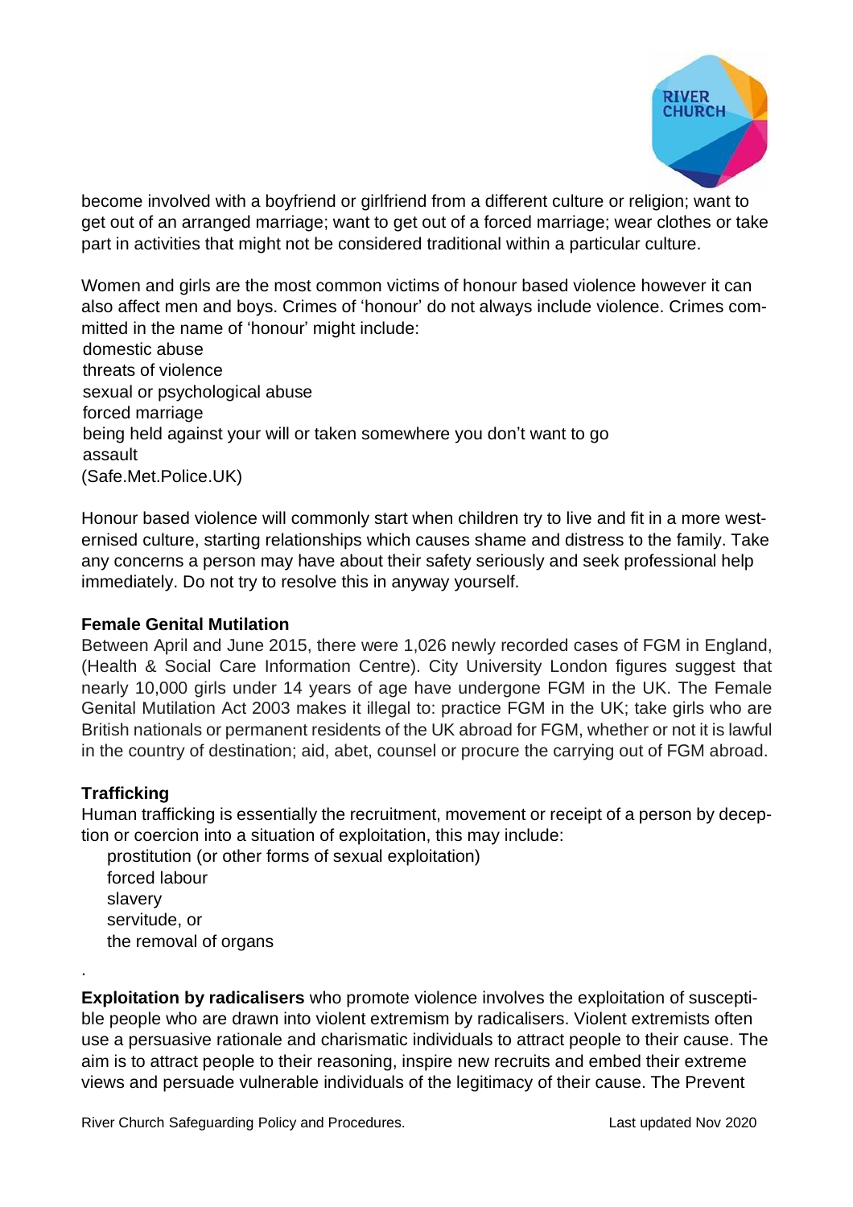become involved with a boyfriend or girlfriend from a different culture or religion; want to get out of an arranged marriage; want to get out of a forced marriage; wear clothes or take part in activities that might not be considered traditional within a particular culture.

Women and girls are the most common victims of honour based violence however it can also affect men and boys. Crimes of 'honour' do not always include violence. Crimes committed in the name of 'honour' might include:

- domestic abuse
- threats of violence
- sexual or psychological abuse
- forced marriage
- being held against your will or taken somewhere you don't want to go
- assault

(Safe.Met.Police.UK)

Honour based violence will commonly start when children try to live and fit in a more westernised culture, starting relationships which causes shame and distress to the family. Take any concerns a person may have about their safety seriously and seek professional help immediately. Do not try to resolve this in anyway yourself.

**Female Genital Mutilation**

Between April and June 2015, there were 1,026 newly recorded cases of FGM in England, (Health & Social Care Information Centre). City University London figures suggest that nearly 10,000 girls under 14 years of age have undergone FGM in the UK. The Female Genital Mutilation Act 2003 makes it illegal to: practice FGM in the UK; take girls who are British nationals or permanent residents of the UK abroad for FGM, whether or not it is lawful in the country of destination; aid, abet, counsel or procure the carrying out of FGM abroad.

**Trafficking**

Human trafficking is essentially the recruitment, movement or receipt of a person by deception or coercion into a situation of exploitation, this may include:

- prostitution (or other forms of sexual exploitation)
- forced labour
- slavery
- servitude, or
- the removal of organs

.

**Exploitation by radicalisers** who promote violence involves the exploitation of susceptible people who are drawn into violent extremism by radicalisers. Violent extremists often use a persuasive rationale and charismatic individuals to attract people to their cause. The aim is to attract people to their reasoning, inspire new recruits and embed their extreme views and persuade vulnerable individuals of the legitimacy of their cause. The Prevent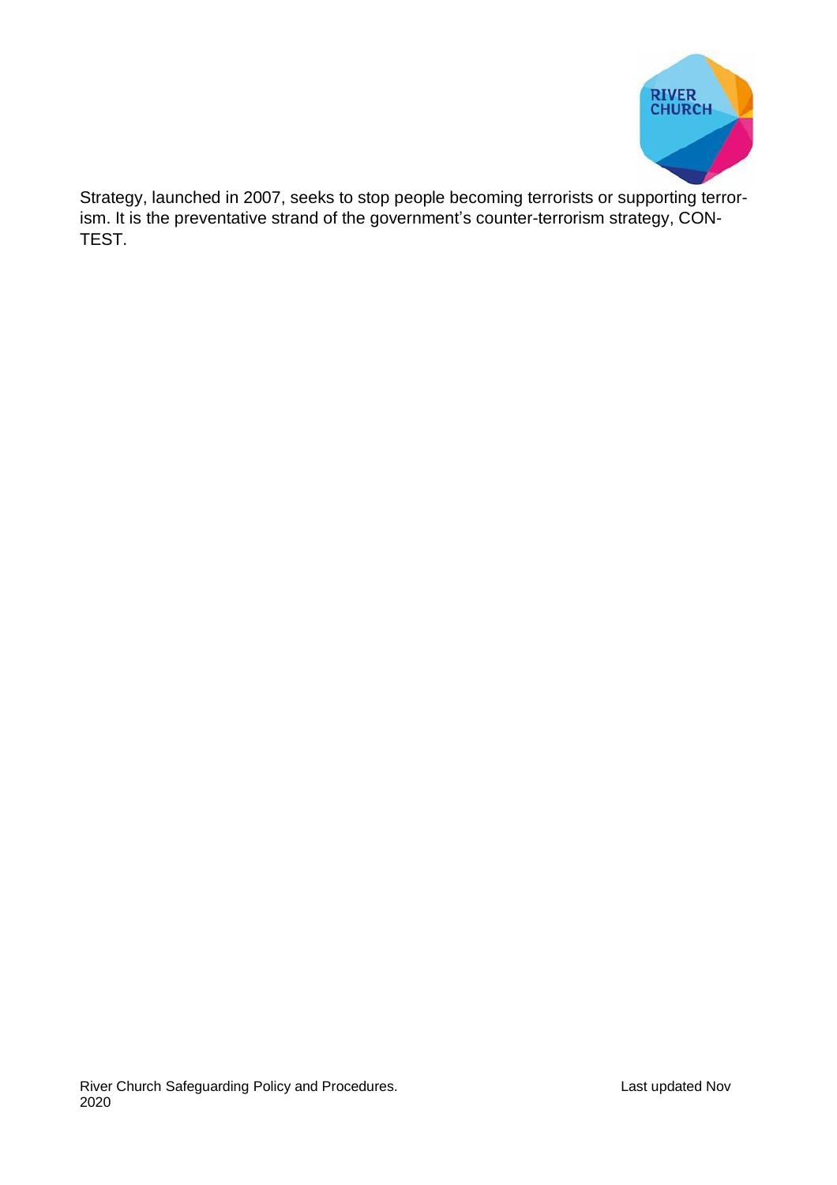Strategy, launched in 2007, seeks to stop people becoming terrorists or supporting terrorism. It is the preventative strand of the government's counter-terrorism strategy, CONTEST.